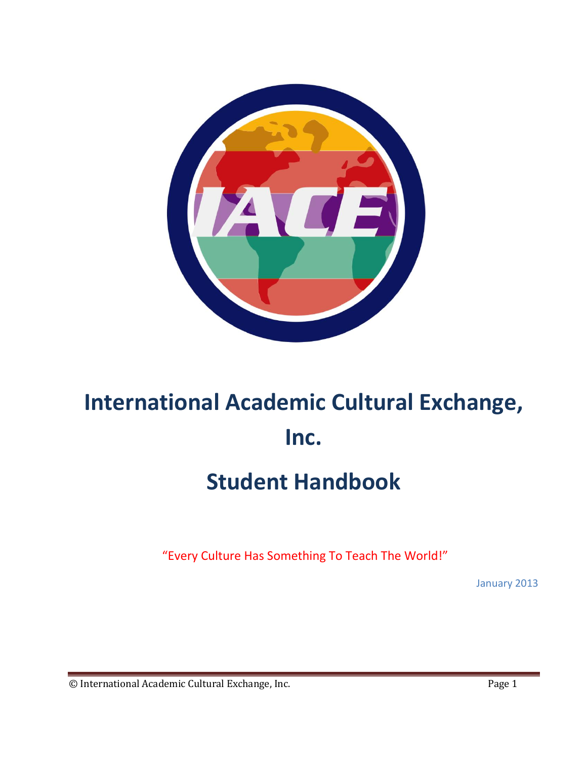# International Academic Cultural Exchange, Inc.

# Student Handbook

"Every Culture Has Something To Teach The World!"

January 2013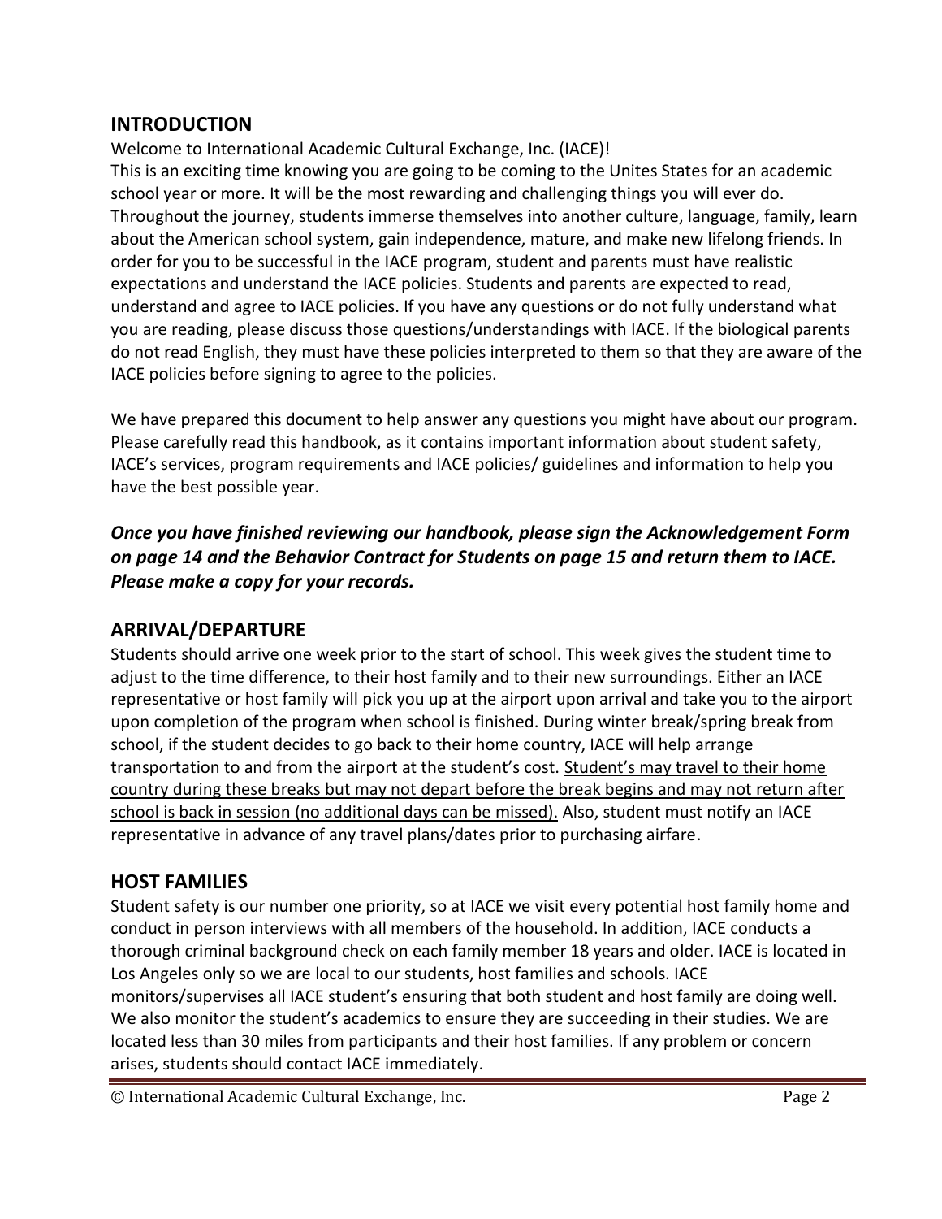## INTRODUCTION

Welcome to International Academic Cultural Exchange, Inc. (IACE)!

This is an exciting time knowing you are going to be coming to the Unites States for an academic school year or more. It will be the most rewarding and challenging things you will ever do. Throughout the journey, students immerse themselves into another culture, language, family, learn about the American school system, gain independence, mature, and make new lifelong friends. In order for you to be successful in the IACE program, student and parents must have realistic expectations and understand the IACE policies. Students and parents are expected to read, understand and agree to IACE policies. If you have any questions or do not fully understand what you are reading, please discuss those questions/understandings with IACE. If the biological parents do not read English, they must have these policies interpreted to them so that they are aware of the IACE policies before signing to agree to the policies.

We have prepared this document to help answer any questions you might have about our program. Please carefully read this handbook, as it contains important information about student safety, IACE's services, program requirements and IACE policies/ guidelines and information to help you have the best possible year.

***Once you have finished reviewing our handbook, please sign the Acknowledgement Form on page 14 and the Behavior Contract for Students on page 15 and return them to IACE. Please make a copy for your records.***

## ARRIVAL/DEPARTURE

Students should arrive one week prior to the start of school. This week gives the student time to adjust to the time difference, to their host family and to their new surroundings. Either an IACE representative or host family will pick you up at the airport upon arrival and take you to the airport upon completion of the program when school is finished. During winter break/spring break from school, if the student decides to go back to their home country, IACE will help arrange transportation to and from the airport at the student's cost. <u>Student's may travel to their home country during these breaks but may not depart before the break begins and may not return after school is back in session (no additional days can be missed).</u> Also, student must notify an IACE representative in advance of any travel plans/dates prior to purchasing airfare.

## HOST FAMILIES

Student safety is our number one priority, so at IACE we visit every potential host family home and conduct in person interviews with all members of the household. In addition, IACE conducts a thorough criminal background check on each family member 18 years and older. IACE is located in Los Angeles only so we are local to our students, host families and schools. IACE monitors/supervises all IACE student's ensuring that both student and host family are doing well. We also monitor the student's academics to ensure they are succeeding in their studies. We are located less than 30 miles from participants and their host families. If any problem or concern arises, students should contact IACE immediately.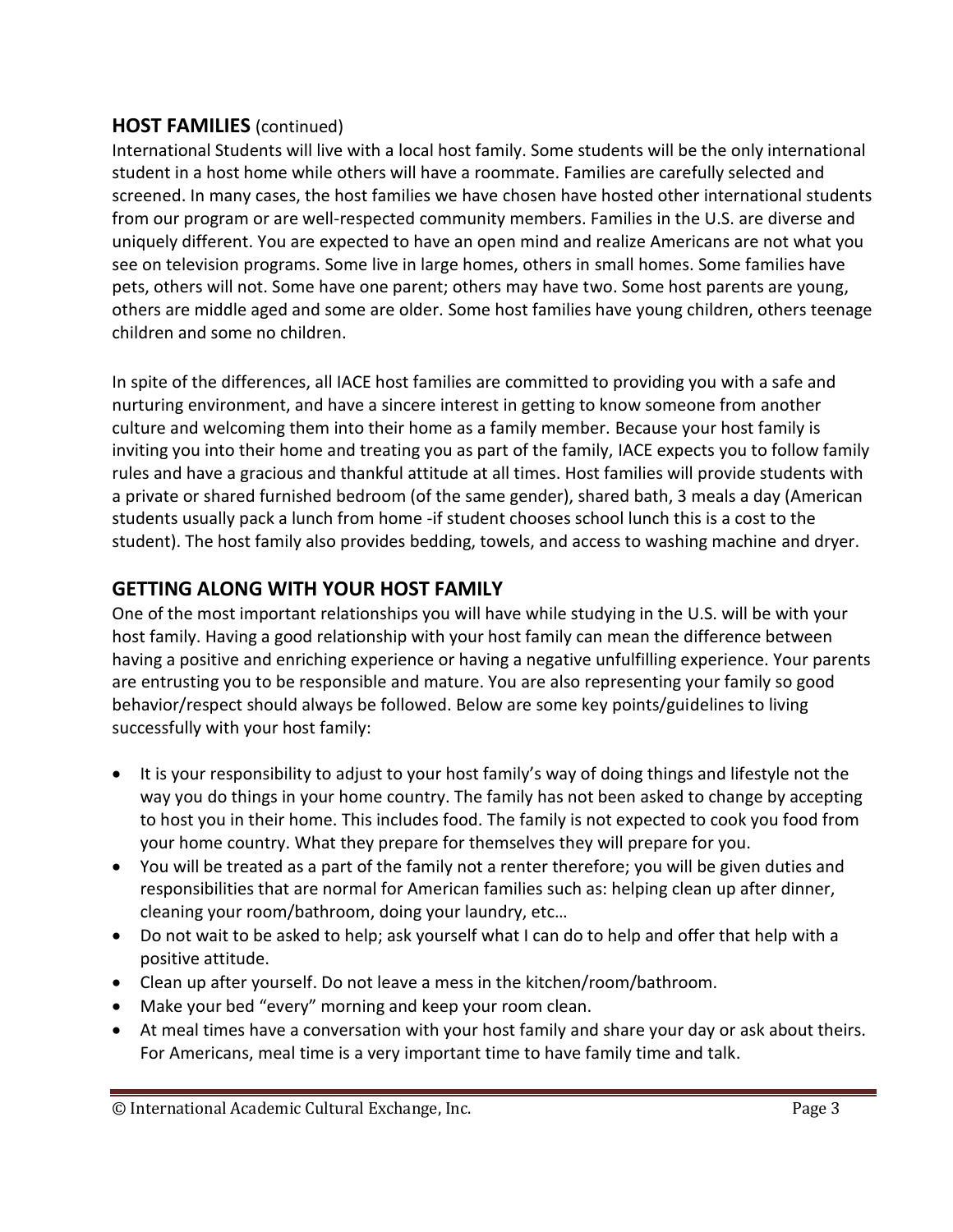## **HOST FAMILIES** (continued)

International Students will live with a local host family. Some students will be the only international student in a host home while others will have a roommate. Families are carefully selected and screened. In many cases, the host families we have chosen have hosted other international students from our program or are well-respected community members. Families in the U.S. are diverse and uniquely different. You are expected to have an open mind and realize Americans are not what you see on television programs. Some live in large homes, others in small homes. Some families have pets, others will not. Some have one parent; others may have two. Some host parents are young, others are middle aged and some are older. Some host families have young children, others teenage children and some no children.

In spite of the differences, all IACE host families are committed to providing you with a safe and nurturing environment, and have a sincere interest in getting to know someone from another culture and welcoming them into their home as a family member. Because your host family is inviting you into their home and treating you as part of the family, IACE expects you to follow family rules and have a gracious and thankful attitude at all times. Host families will provide students with a private or shared furnished bedroom (of the same gender), shared bath, 3 meals a day (American students usually pack a lunch from home -if student chooses school lunch this is a cost to the student). The host family also provides bedding, towels, and access to washing machine and dryer.

## **GETTING ALONG WITH YOUR HOST FAMILY**

One of the most important relationships you will have while studying in the U.S. will be with your host family. Having a good relationship with your host family can mean the difference between having a positive and enriching experience or having a negative unfulfilling experience. Your parents are entrusting you to be responsible and mature. You are also representing your family so good behavior/respect should always be followed. Below are some key points/guidelines to living successfully with your host family:

- It is your responsibility to adjust to your host family's way of doing things and lifestyle not the way you do things in your home country. The family has not been asked to change by accepting to host you in their home. This includes food. The family is not expected to cook you food from your home country. What they prepare for themselves they will prepare for you.
- You will be treated as a part of the family not a renter therefore; you will be given duties and responsibilities that are normal for American families such as: helping clean up after dinner, cleaning your room/bathroom, doing your laundry, etc…
- Do not wait to be asked to help; ask yourself what I can do to help and offer that help with a positive attitude.
- Clean up after yourself. Do not leave a mess in the kitchen/room/bathroom.
- Make your bed "every" morning and keep your room clean.
- At meal times have a conversation with your host family and share your day or ask about theirs. For Americans, meal time is a very important time to have family time and talk.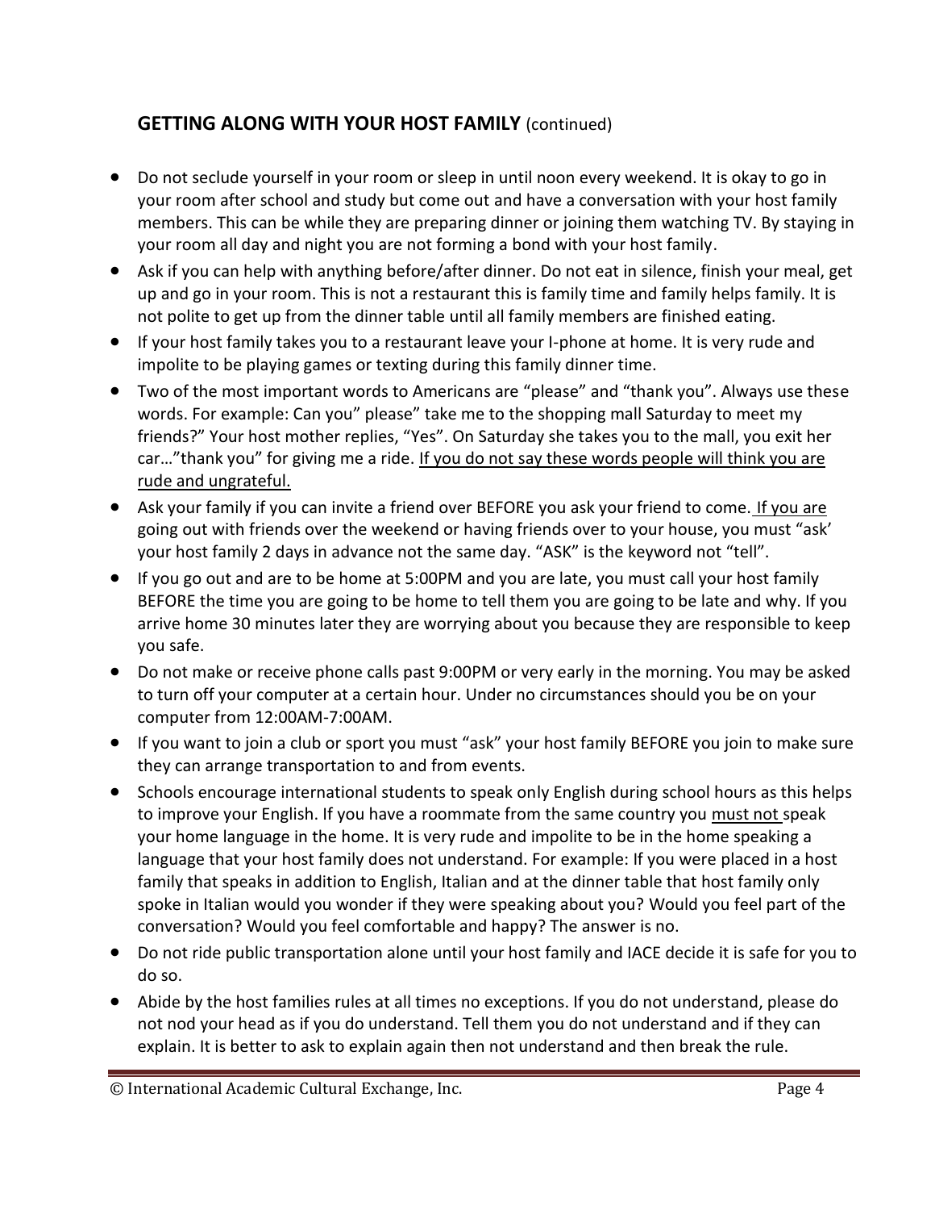## GETTING ALONG WITH YOUR HOST FAMILY (continued)

- Do not seclude yourself in your room or sleep in until noon every weekend. It is okay to go in your room after school and study but come out and have a conversation with your host family members. This can be while they are preparing dinner or joining them watching TV. By staying in your room all day and night you are not forming a bond with your host family.
- Ask if you can help with anything before/after dinner. Do not eat in silence, finish your meal, get up and go in your room. This is not a restaurant this is family time and family helps family. It is not polite to get up from the dinner table until all family members are finished eating.
- If your host family takes you to a restaurant leave your I-phone at home. It is very rude and impolite to be playing games or texting during this family dinner time.
- Two of the most important words to Americans are "please" and "thank you". Always use these words. For example: Can you" please" take me to the shopping mall Saturday to meet my friends?" Your host mother replies, "Yes". On Saturday she takes you to the mall, you exit her car…"thank you" for giving me a ride. <u>If you do not say these words people will think you are rude and ungrateful.</u>
- Ask your family if you can invite a friend over BEFORE you ask your friend to come. <u>If you are</u> going out with friends over the weekend or having friends over to your house, you must "ask' your host family 2 days in advance not the same day. "ASK" is the keyword not "tell".
- If you go out and are to be home at 5:00PM and you are late, you must call your host family BEFORE the time you are going to be home to tell them you are going to be late and why. If you arrive home 30 minutes later they are worrying about you because they are responsible to keep you safe.
- Do not make or receive phone calls past 9:00PM or very early in the morning. You may be asked to turn off your computer at a certain hour. Under no circumstances should you be on your computer from 12:00AM-7:00AM.
- If you want to join a club or sport you must "ask" your host family BEFORE you join to make sure they can arrange transportation to and from events.
- Schools encourage international students to speak only English during school hours as this helps to improve your English. If you have a roommate from the same country you <u>must not</u> speak your home language in the home. It is very rude and impolite to be in the home speaking a language that your host family does not understand. For example: If you were placed in a host family that speaks in addition to English, Italian and at the dinner table that host family only spoke in Italian would you wonder if they were speaking about you? Would you feel part of the conversation? Would you feel comfortable and happy? The answer is no.
- Do not ride public transportation alone until your host family and IACE decide it is safe for you to do so.
- Abide by the host families rules at all times no exceptions. If you do not understand, please do not nod your head as if you do understand. Tell them you do not understand and if they can explain. It is better to ask to explain again then not understand and then break the rule.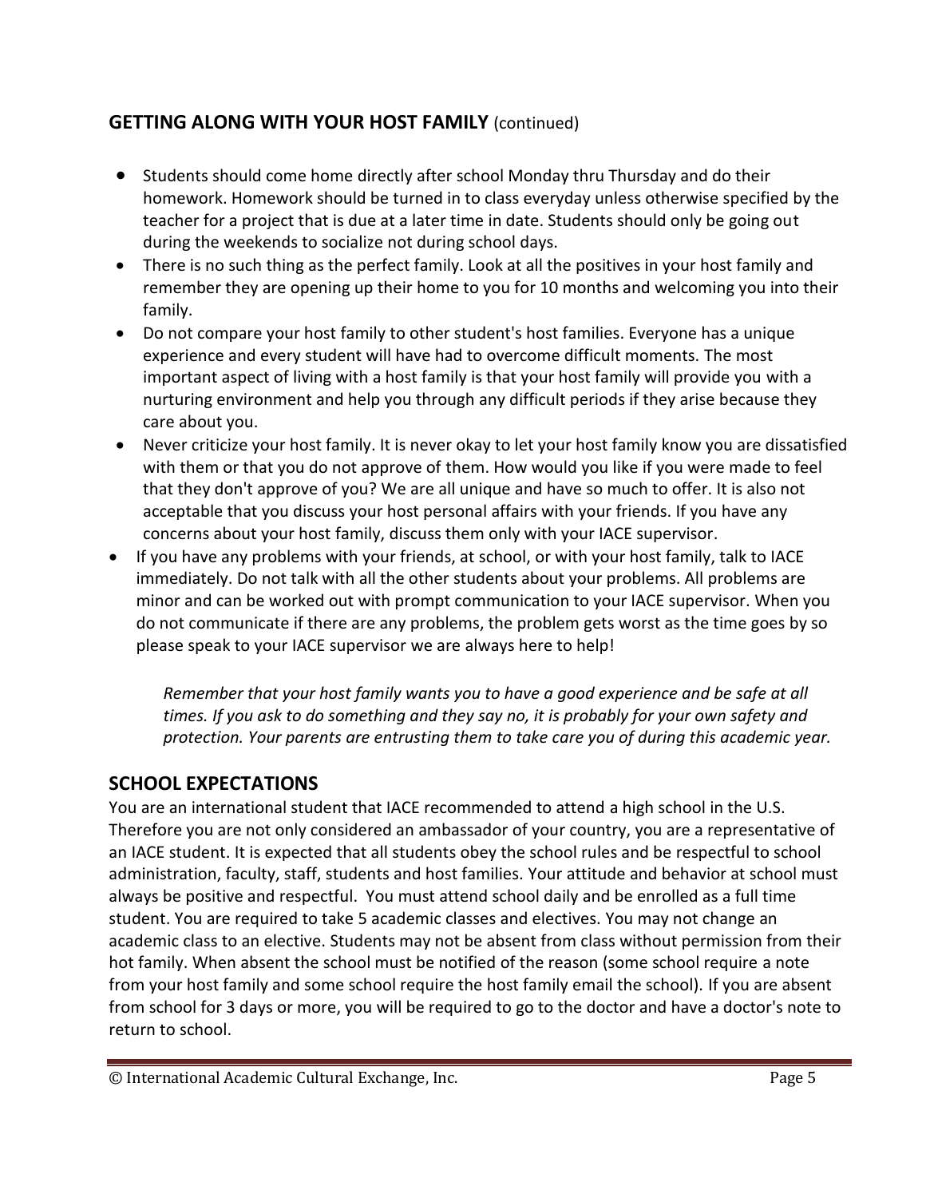## GETTING ALONG WITH YOUR HOST FAMILY (continued)

- Students should come home directly after school Monday thru Thursday and do their homework. Homework should be turned in to class everyday unless otherwise specified by the teacher for a project that is due at a later time in date. Students should only be going out during the weekends to socialize not during school days.
- There is no such thing as the perfect family. Look at all the positives in your host family and remember they are opening up their home to you for 10 months and welcoming you into their family.
- Do not compare your host family to other student's host families. Everyone has a unique experience and every student will have had to overcome difficult moments. The most important aspect of living with a host family is that your host family will provide you with a nurturing environment and help you through any difficult periods if they arise because they care about you.
- Never criticize your host family. It is never okay to let your host family know you are dissatisfied with them or that you do not approve of them. How would you like if you were made to feel that they don't approve of you? We are all unique and have so much to offer. It is also not acceptable that you discuss your host personal affairs with your friends. If you have any concerns about your host family, discuss them only with your IACE supervisor.
- If you have any problems with your friends, at school, or with your host family, talk to IACE immediately. Do not talk with all the other students about your problems. All problems are minor and can be worked out with prompt communication to your IACE supervisor. When you do not communicate if there are any problems, the problem gets worst as the time goes by so please speak to your IACE supervisor we are always here to help!

*Remember that your host family wants you to have a good experience and be safe at all times. If you ask to do something and they say no, it is probably for your own safety and protection. Your parents are entrusting them to take care you of during this academic year.*

## SCHOOL EXPECTATIONS

You are an international student that IACE recommended to attend a high school in the U.S. Therefore you are not only considered an ambassador of your country, you are a representative of an IACE student. It is expected that all students obey the school rules and be respectful to school administration, faculty, staff, students and host families. Your attitude and behavior at school must always be positive and respectful. You must attend school daily and be enrolled as a full time student. You are required to take 5 academic classes and electives. You may not change an academic class to an elective. Students may not be absent from class without permission from their hot family. When absent the school must be notified of the reason (some school require a note from your host family and some school require the host family email the school). If you are absent from school for 3 days or more, you will be required to go to the doctor and have a doctor's note to return to school.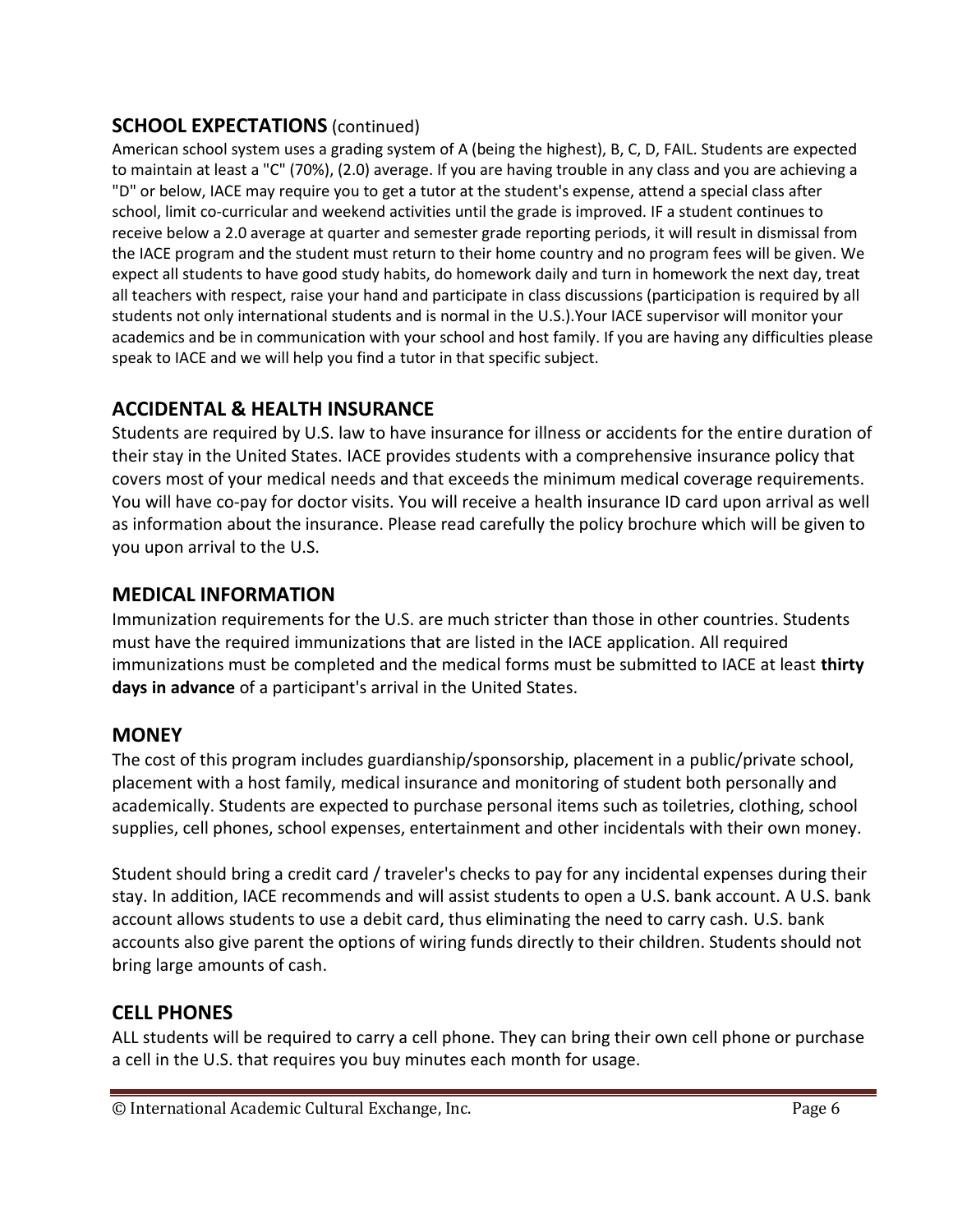## SCHOOL EXPECTATIONS (continued)

American school system uses a grading system of A (being the highest), B, C, D, FAIL. Students are expected to maintain at least a "C" (70%), (2.0) average. If you are having trouble in any class and you are achieving a "D" or below, IACE may require you to get a tutor at the student's expense, attend a special class after school, limit co-curricular and weekend activities until the grade is improved. IF a student continues to receive below a 2.0 average at quarter and semester grade reporting periods, it will result in dismissal from the IACE program and the student must return to their home country and no program fees will be given. We expect all students to have good study habits, do homework daily and turn in homework the next day, treat all teachers with respect, raise your hand and participate in class discussions (participation is required by all students not only international students and is normal in the U.S.).Your IACE supervisor will monitor your academics and be in communication with your school and host family. If you are having any difficulties please speak to IACE and we will help you find a tutor in that specific subject.

## ACCIDENTAL & HEALTH INSURANCE

Students are required by U.S. law to have insurance for illness or accidents for the entire duration of their stay in the United States. IACE provides students with a comprehensive insurance policy that covers most of your medical needs and that exceeds the minimum medical coverage requirements. You will have co-pay for doctor visits. You will receive a health insurance ID card upon arrival as well as information about the insurance. Please read carefully the policy brochure which will be given to you upon arrival to the U.S.

## MEDICAL INFORMATION

Immunization requirements for the U.S. are much stricter than those in other countries. Students must have the required immunizations that are listed in the IACE application. All required immunizations must be completed and the medical forms must be submitted to IACE at least **thirty days in advance** of a participant's arrival in the United States.

## MONEY

The cost of this program includes guardianship/sponsorship, placement in a public/private school, placement with a host family, medical insurance and monitoring of student both personally and academically. Students are expected to purchase personal items such as toiletries, clothing, school supplies, cell phones, school expenses, entertainment and other incidentals with their own money.

Student should bring a credit card / traveler's checks to pay for any incidental expenses during their stay. In addition, IACE recommends and will assist students to open a U.S. bank account. A U.S. bank account allows students to use a debit card, thus eliminating the need to carry cash. U.S. bank accounts also give parent the options of wiring funds directly to their children. Students should not bring large amounts of cash.

## CELL PHONES

ALL students will be required to carry a cell phone. They can bring their own cell phone or purchase a cell in the U.S. that requires you buy minutes each month for usage.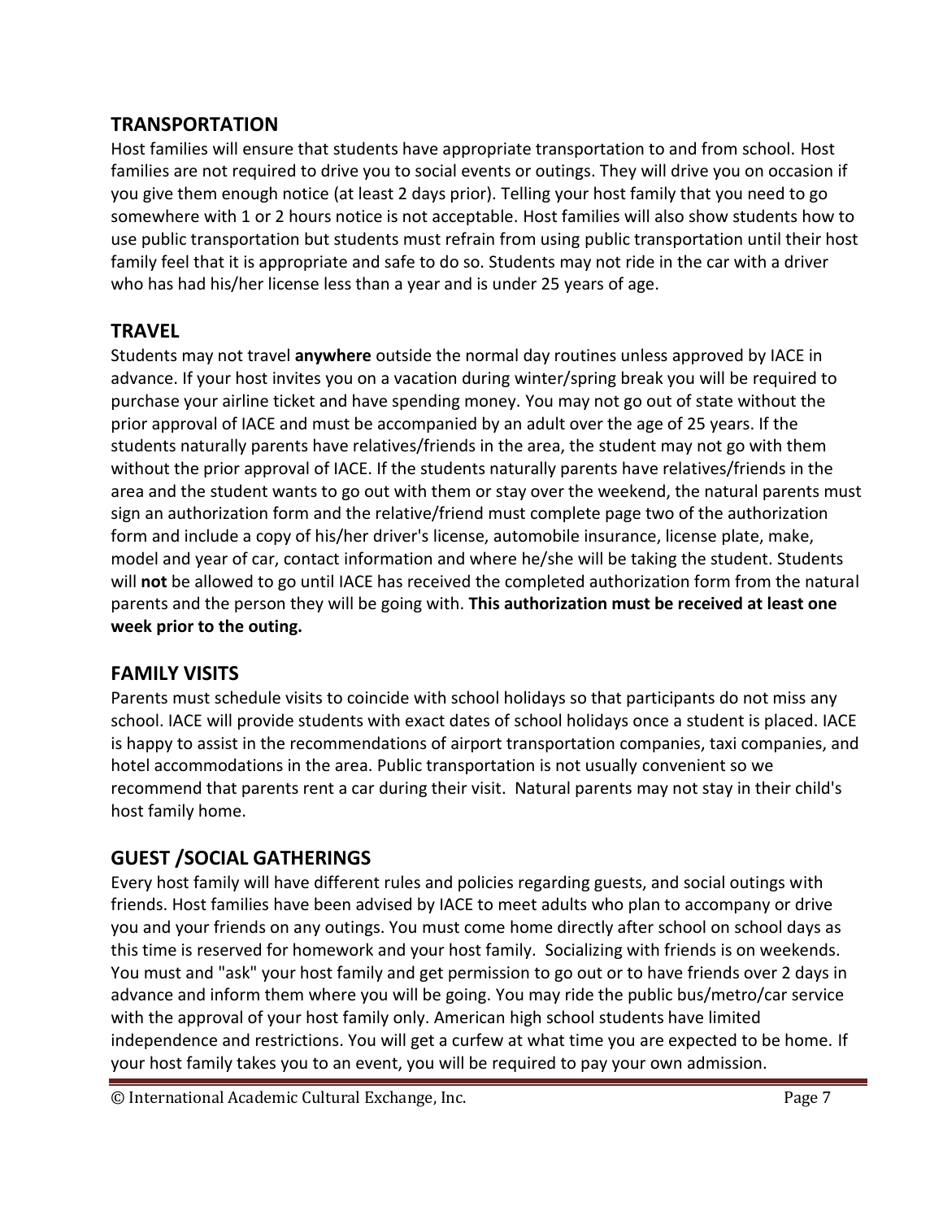## TRANSPORTATION

Host families will ensure that students have appropriate transportation to and from school. Host families are not required to drive you to social events or outings. They will drive you on occasion if you give them enough notice (at least 2 days prior). Telling your host family that you need to go somewhere with 1 or 2 hours notice is not acceptable. Host families will also show students how to use public transportation but students must refrain from using public transportation until their host family feel that it is appropriate and safe to do so. Students may not ride in the car with a driver who has had his/her license less than a year and is under 25 years of age.

## TRAVEL

Students may not travel **anywhere** outside the normal day routines unless approved by IACE in advance. If your host invites you on a vacation during winter/spring break you will be required to purchase your airline ticket and have spending money. You may not go out of state without the prior approval of IACE and must be accompanied by an adult over the age of 25 years. If the students naturally parents have relatives/friends in the area, the student may not go with them without the prior approval of IACE. If the students naturally parents have relatives/friends in the area and the student wants to go out with them or stay over the weekend, the natural parents must sign an authorization form and the relative/friend must complete page two of the authorization form and include a copy of his/her driver's license, automobile insurance, license plate, make, model and year of car, contact information and where he/she will be taking the student. Students will **not** be allowed to go until IACE has received the completed authorization form from the natural parents and the person they will be going with. **This authorization must be received at least one week prior to the outing.**

## FAMILY VISITS

Parents must schedule visits to coincide with school holidays so that participants do not miss any school. IACE will provide students with exact dates of school holidays once a student is placed. IACE is happy to assist in the recommendations of airport transportation companies, taxi companies, and hotel accommodations in the area. Public transportation is not usually convenient so we recommend that parents rent a car during their visit. Natural parents may not stay in their child's host family home.

## GUEST /SOCIAL GATHERINGS

Every host family will have different rules and policies regarding guests, and social outings with friends. Host families have been advised by IACE to meet adults who plan to accompany or drive you and your friends on any outings. You must come home directly after school on school days as this time is reserved for homework and your host family. Socializing with friends is on weekends. You must and "ask" your host family and get permission to go out or to have friends over 2 days in advance and inform them where you will be going. You may ride the public bus/metro/car service with the approval of your host family only. American high school students have limited independence and restrictions. You will get a curfew at what time you are expected to be home. If your host family takes you to an event, you will be required to pay your own admission.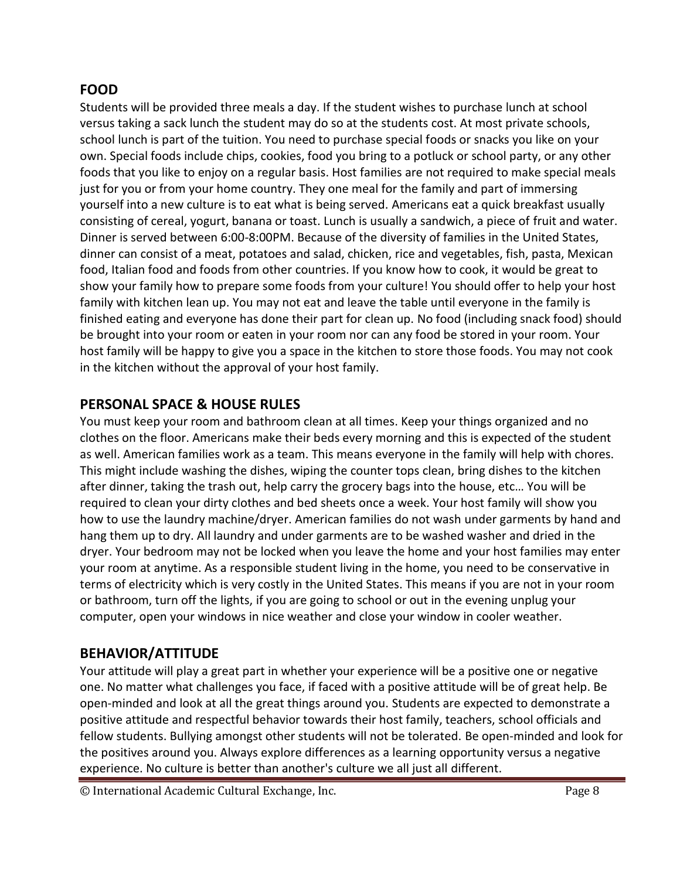## FOOD

Students will be provided three meals a day. If the student wishes to purchase lunch at school versus taking a sack lunch the student may do so at the students cost. At most private schools, school lunch is part of the tuition. You need to purchase special foods or snacks you like on your own. Special foods include chips, cookies, food you bring to a potluck or school party, or any other foods that you like to enjoy on a regular basis. Host families are not required to make special meals just for you or from your home country. They one meal for the family and part of immersing yourself into a new culture is to eat what is being served. Americans eat a quick breakfast usually consisting of cereal, yogurt, banana or toast. Lunch is usually a sandwich, a piece of fruit and water. Dinner is served between 6:00-8:00PM. Because of the diversity of families in the United States, dinner can consist of a meat, potatoes and salad, chicken, rice and vegetables, fish, pasta, Mexican food, Italian food and foods from other countries. If you know how to cook, it would be great to show your family how to prepare some foods from your culture! You should offer to help your host family with kitchen lean up. You may not eat and leave the table until everyone in the family is finished eating and everyone has done their part for clean up. No food (including snack food) should be brought into your room or eaten in your room nor can any food be stored in your room. Your host family will be happy to give you a space in the kitchen to store those foods. You may not cook in the kitchen without the approval of your host family.

## PERSONAL SPACE & HOUSE RULES

You must keep your room and bathroom clean at all times. Keep your things organized and no clothes on the floor. Americans make their beds every morning and this is expected of the student as well. American families work as a team. This means everyone in the family will help with chores. This might include washing the dishes, wiping the counter tops clean, bring dishes to the kitchen after dinner, taking the trash out, help carry the grocery bags into the house, etc… You will be required to clean your dirty clothes and bed sheets once a week. Your host family will show you how to use the laundry machine/dryer. American families do not wash under garments by hand and hang them up to dry. All laundry and under garments are to be washed washer and dried in the dryer. Your bedroom may not be locked when you leave the home and your host families may enter your room at anytime. As a responsible student living in the home, you need to be conservative in terms of electricity which is very costly in the United States. This means if you are not in your room or bathroom, turn off the lights, if you are going to school or out in the evening unplug your computer, open your windows in nice weather and close your window in cooler weather.

## BEHAVIOR/ATTITUDE

Your attitude will play a great part in whether your experience will be a positive one or negative one. No matter what challenges you face, if faced with a positive attitude will be of great help. Be open-minded and look at all the great things around you. Students are expected to demonstrate a positive attitude and respectful behavior towards their host family, teachers, school officials and fellow students. Bullying amongst other students will not be tolerated. Be open-minded and look for the positives around you. Always explore differences as a learning opportunity versus a negative experience. No culture is better than another's culture we all just all different.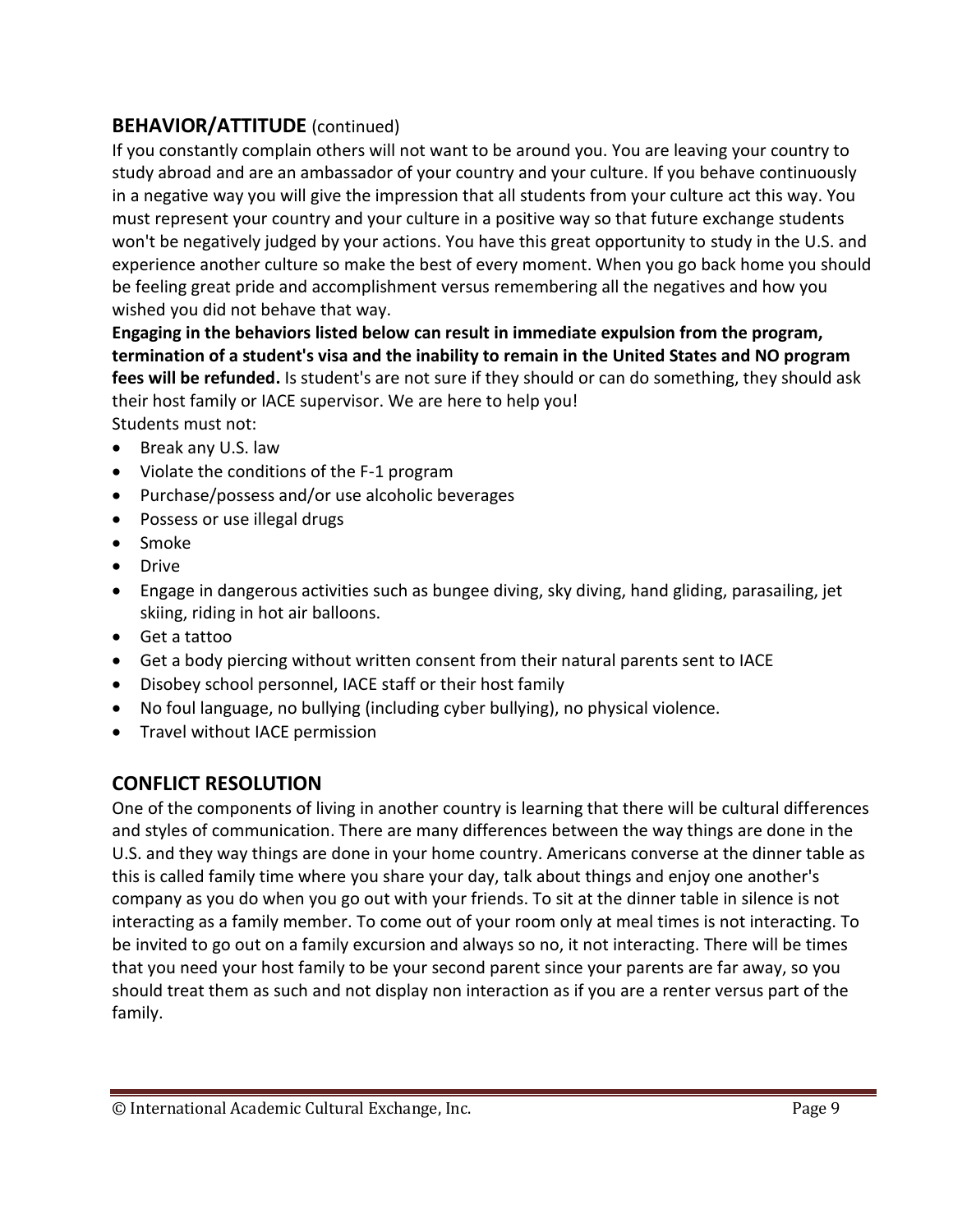## BEHAVIOR/ATTITUDE (continued)

If you constantly complain others will not want to be around you. You are leaving your country to study abroad and are an ambassador of your country and your culture. If you behave continuously in a negative way you will give the impression that all students from your culture act this way. You must represent your country and your culture in a positive way so that future exchange students won't be negatively judged by your actions. You have this great opportunity to study in the U.S. and experience another culture so make the best of every moment. When you go back home you should be feeling great pride and accomplishment versus remembering all the negatives and how you wished you did not behave that way.

**Engaging in the behaviors listed below can result in immediate expulsion from the program, termination of a student's visa and the inability to remain in the United States and NO program fees will be refunded.** Is student's are not sure if they should or can do something, they should ask their host family or IACE supervisor. We are here to help you!

Students must not:

- Break any U.S. law
- Violate the conditions of the F-1 program
- Purchase/possess and/or use alcoholic beverages
- Possess or use illegal drugs
- Smoke
- Drive
- Engage in dangerous activities such as bungee diving, sky diving, hand gliding, parasailing, jet skiing, riding in hot air balloons.
- Get a tattoo
- Get a body piercing without written consent from their natural parents sent to IACE
- Disobey school personnel, IACE staff or their host family
- No foul language, no bullying (including cyber bullying), no physical violence.
- Travel without IACE permission

## CONFLICT RESOLUTION

One of the components of living in another country is learning that there will be cultural differences and styles of communication. There are many differences between the way things are done in the U.S. and they way things are done in your home country. Americans converse at the dinner table as this is called family time where you share your day, talk about things and enjoy one another's company as you do when you go out with your friends. To sit at the dinner table in silence is not interacting as a family member. To come out of your room only at meal times is not interacting. To be invited to go out on a family excursion and always so no, it not interacting. There will be times that you need your host family to be your second parent since your parents are far away, so you should treat them as such and not display non interaction as if you are a renter versus part of the family.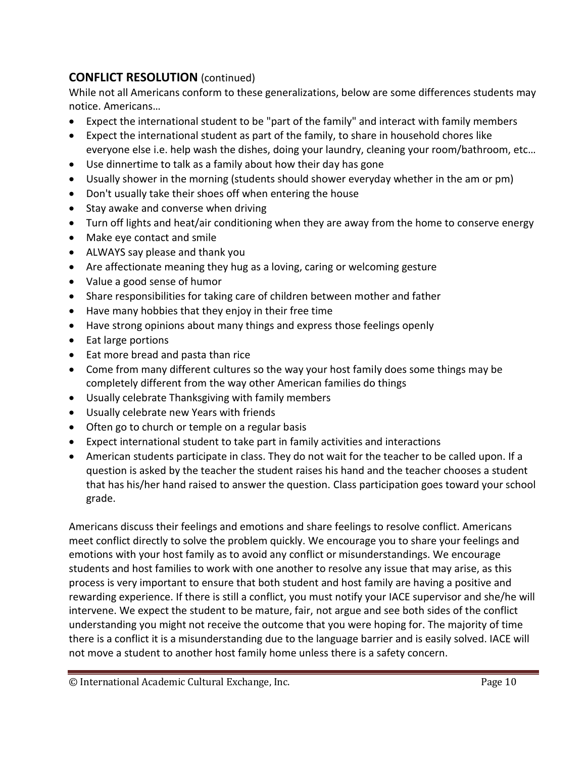## **CONFLICT RESOLUTION** (continued)

While not all Americans conform to these generalizations, below are some differences students may notice. Americans…

- Expect the international student to be "part of the family" and interact with family members
- Expect the international student as part of the family, to share in household chores like everyone else i.e. help wash the dishes, doing your laundry, cleaning your room/bathroom, etc…
- Use dinnertime to talk as a family about how their day has gone
- Usually shower in the morning (students should shower everyday whether in the am or pm)
- Don't usually take their shoes off when entering the house
- Stay awake and converse when driving
- Turn off lights and heat/air conditioning when they are away from the home to conserve energy
- Make eye contact and smile
- ALWAYS say please and thank you
- Are affectionate meaning they hug as a loving, caring or welcoming gesture
- Value a good sense of humor
- Share responsibilities for taking care of children between mother and father
- Have many hobbies that they enjoy in their free time
- Have strong opinions about many things and express those feelings openly
- Eat large portions
- Eat more bread and pasta than rice
- Come from many different cultures so the way your host family does some things may be completely different from the way other American families do things
- Usually celebrate Thanksgiving with family members
- Usually celebrate new Years with friends
- Often go to church or temple on a regular basis
- Expect international student to take part in family activities and interactions
- American students participate in class. They do not wait for the teacher to be called upon. If a question is asked by the teacher the student raises his hand and the teacher chooses a student that has his/her hand raised to answer the question. Class participation goes toward your school grade.

Americans discuss their feelings and emotions and share feelings to resolve conflict. Americans meet conflict directly to solve the problem quickly. We encourage you to share your feelings and emotions with your host family as to avoid any conflict or misunderstandings. We encourage students and host families to work with one another to resolve any issue that may arise, as this process is very important to ensure that both student and host family are having a positive and rewarding experience. If there is still a conflict, you must notify your IACE supervisor and she/he will intervene. We expect the student to be mature, fair, not argue and see both sides of the conflict understanding you might not receive the outcome that you were hoping for. The majority of time there is a conflict it is a misunderstanding due to the language barrier and is easily solved. IACE will not move a student to another host family home unless there is a safety concern.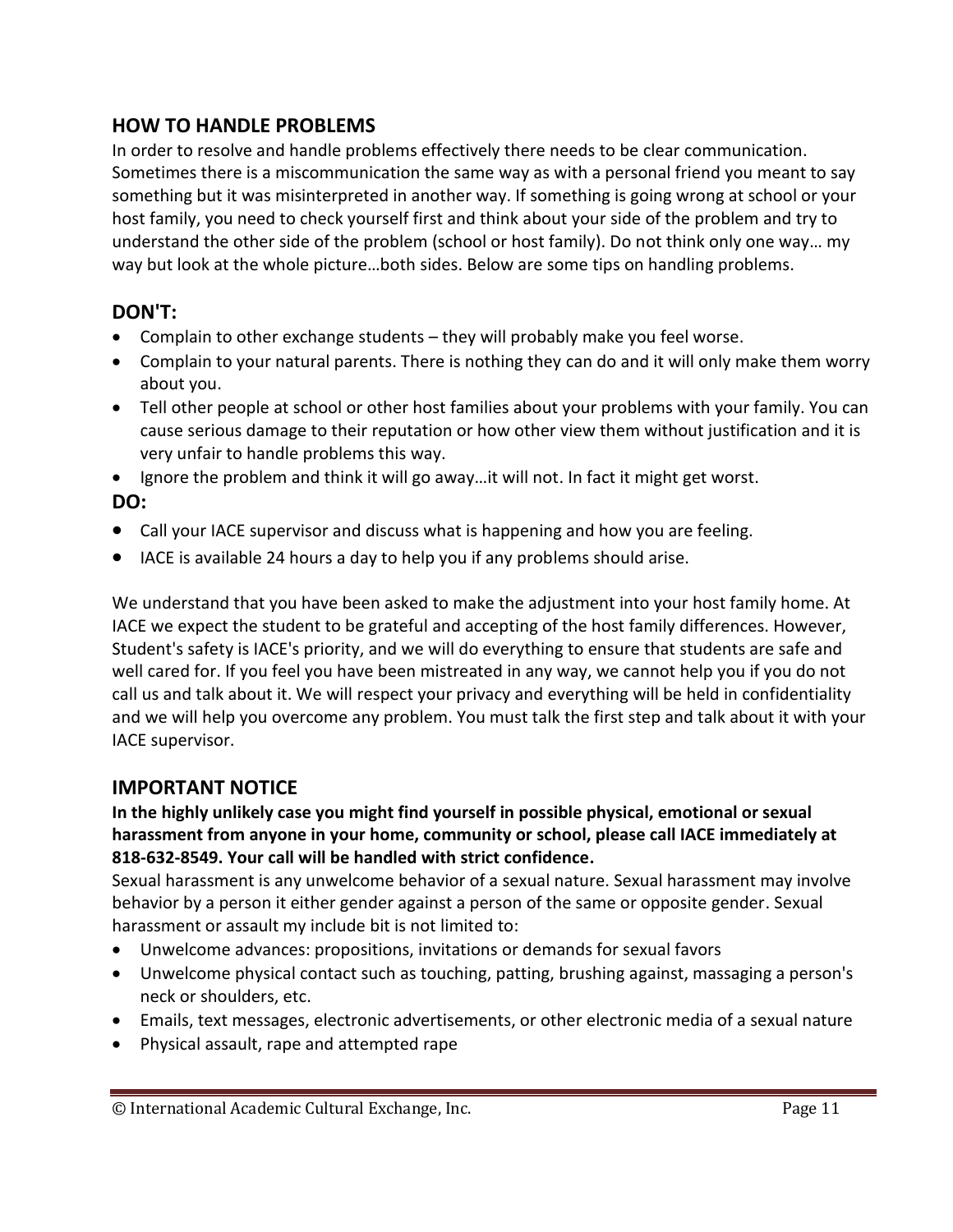## HOW TO HANDLE PROBLEMS

In order to resolve and handle problems effectively there needs to be clear communication. Sometimes there is a miscommunication the same way as with a personal friend you meant to say something but it was misinterpreted in another way. If something is going wrong at school or your host family, you need to check yourself first and think about your side of the problem and try to understand the other side of the problem (school or host family). Do not think only one way… my way but look at the whole picture…both sides. Below are some tips on handling problems.

## DON'T:

- Complain to other exchange students – they will probably make you feel worse.
- Complain to your natural parents. There is nothing they can do and it will only make them worry about you.
- Tell other people at school or other host families about your problems with your family. You can cause serious damage to their reputation or how other view them without justification and it is very unfair to handle problems this way.
- Ignore the problem and think it will go away…it will not. In fact it might get worst.

## DO:

- Call your IACE supervisor and discuss what is happening and how you are feeling.
- IACE is available 24 hours a day to help you if any problems should arise.

We understand that you have been asked to make the adjustment into your host family home. At IACE we expect the student to be grateful and accepting of the host family differences. However, Student's safety is IACE's priority, and we will do everything to ensure that students are safe and well cared for. If you feel you have been mistreated in any way, we cannot help you if you do not call us and talk about it. We will respect your privacy and everything will be held in confidentiality and we will help you overcome any problem. You must talk the first step and talk about it with your IACE supervisor.

## IMPORTANT NOTICE

**In the highly unlikely case you might find yourself in possible physical, emotional or sexual harassment from anyone in your home, community or school, please call IACE immediately at 818-632-8549. Your call will be handled with strict confidence.**

Sexual harassment is any unwelcome behavior of a sexual nature. Sexual harassment may involve behavior by a person it either gender against a person of the same or opposite gender. Sexual harassment or assault my include bit is not limited to:

- Unwelcome advances: propositions, invitations or demands for sexual favors
- Unwelcome physical contact such as touching, patting, brushing against, massaging a person's neck or shoulders, etc.
- Emails, text messages, electronic advertisements, or other electronic media of a sexual nature
- Physical assault, rape and attempted rape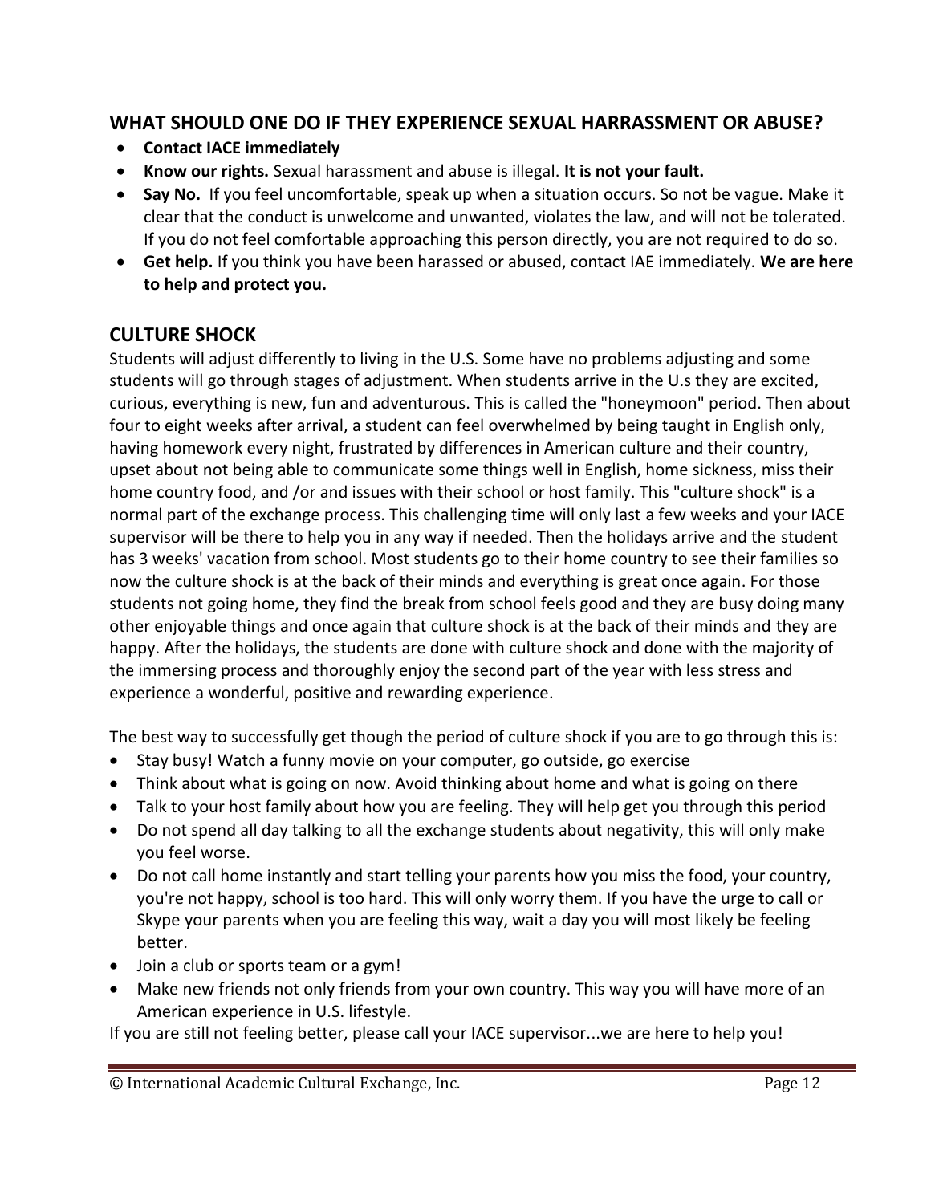## WHAT SHOULD ONE DO IF THEY EXPERIENCE SEXUAL HARRASSMENT OR ABUSE?

- **Contact IACE immediately**
- **Know our rights.** Sexual harassment and abuse is illegal. **It is not your fault.**
- **Say No.** If you feel uncomfortable, speak up when a situation occurs. So not be vague. Make it clear that the conduct is unwelcome and unwanted, violates the law, and will not be tolerated. If you do not feel comfortable approaching this person directly, you are not required to do so.
- **Get help.** If you think you have been harassed or abused, contact IAE immediately. **We are here to help and protect you.**

## CULTURE SHOCK

Students will adjust differently to living in the U.S. Some have no problems adjusting and some students will go through stages of adjustment. When students arrive in the U.s they are excited, curious, everything is new, fun and adventurous. This is called the "honeymoon" period. Then about four to eight weeks after arrival, a student can feel overwhelmed by being taught in English only, having homework every night, frustrated by differences in American culture and their country, upset about not being able to communicate some things well in English, home sickness, miss their home country food, and /or and issues with their school or host family. This "culture shock" is a normal part of the exchange process. This challenging time will only last a few weeks and your IACE supervisor will be there to help you in any way if needed. Then the holidays arrive and the student has 3 weeks' vacation from school. Most students go to their home country to see their families so now the culture shock is at the back of their minds and everything is great once again. For those students not going home, they find the break from school feels good and they are busy doing many other enjoyable things and once again that culture shock is at the back of their minds and they are happy. After the holidays, the students are done with culture shock and done with the majority of the immersing process and thoroughly enjoy the second part of the year with less stress and experience a wonderful, positive and rewarding experience.

The best way to successfully get though the period of culture shock if you are to go through this is:

- Stay busy! Watch a funny movie on your computer, go outside, go exercise
- Think about what is going on now. Avoid thinking about home and what is going on there
- Talk to your host family about how you are feeling. They will help get you through this period
- Do not spend all day talking to all the exchange students about negativity, this will only make you feel worse.
- Do not call home instantly and start telling your parents how you miss the food, your country, you're not happy, school is too hard. This will only worry them. If you have the urge to call or Skype your parents when you are feeling this way, wait a day you will most likely be feeling better.
- Join a club or sports team or a gym!
- Make new friends not only friends from your own country. This way you will have more of an American experience in U.S. lifestyle.

If you are still not feeling better, please call your IACE supervisor...we are here to help you!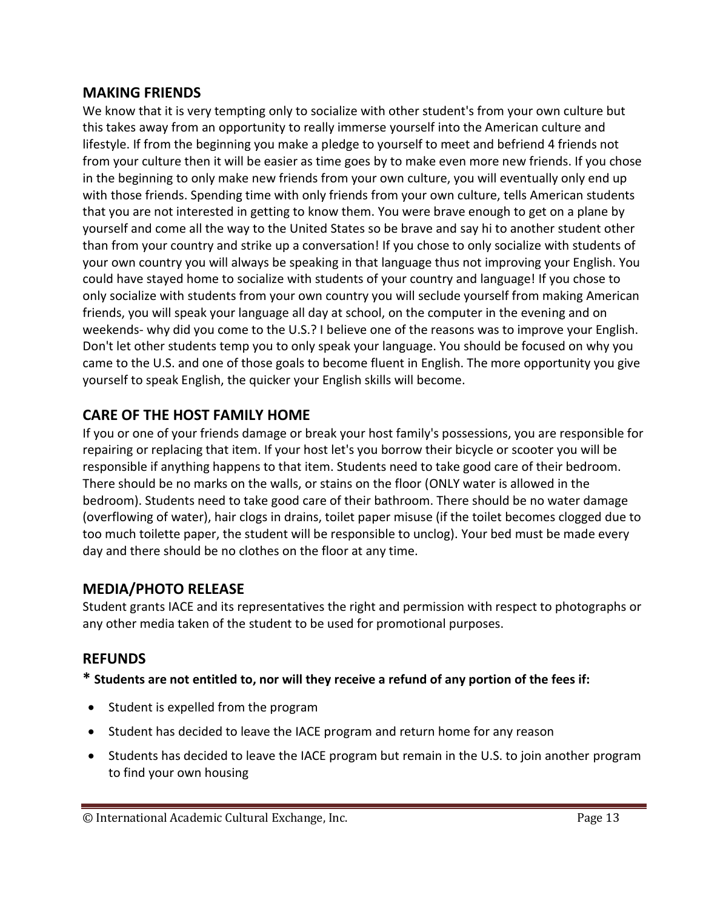## MAKING FRIENDS

We know that it is very tempting only to socialize with other student's from your own culture but this takes away from an opportunity to really immerse yourself into the American culture and lifestyle. If from the beginning you make a pledge to yourself to meet and befriend 4 friends not from your culture then it will be easier as time goes by to make even more new friends. If you chose in the beginning to only make new friends from your own culture, you will eventually only end up with those friends. Spending time with only friends from your own culture, tells American students that you are not interested in getting to know them. You were brave enough to get on a plane by yourself and come all the way to the United States so be brave and say hi to another student other than from your country and strike up a conversation! If you chose to only socialize with students of your own country you will always be speaking in that language thus not improving your English. You could have stayed home to socialize with students of your country and language! If you chose to only socialize with students from your own country you will seclude yourself from making American friends, you will speak your language all day at school, on the computer in the evening and on weekends- why did you come to the U.S.? I believe one of the reasons was to improve your English. Don't let other students temp you to only speak your language. You should be focused on why you came to the U.S. and one of those goals to become fluent in English. The more opportunity you give yourself to speak English, the quicker your English skills will become.

## CARE OF THE HOST FAMILY HOME

If you or one of your friends damage or break your host family's possessions, you are responsible for repairing or replacing that item. If your host let's you borrow their bicycle or scooter you will be responsible if anything happens to that item. Students need to take good care of their bedroom. There should be no marks on the walls, or stains on the floor (ONLY water is allowed in the bedroom). Students need to take good care of their bathroom. There should be no water damage (overflowing of water), hair clogs in drains, toilet paper misuse (if the toilet becomes clogged due to too much toilette paper, the student will be responsible to unclog). Your bed must be made every day and there should be no clothes on the floor at any time.

## MEDIA/PHOTO RELEASE

Student grants IACE and its representatives the right and permission with respect to photographs or any other media taken of the student to be used for promotional purposes.

## REFUNDS

**\* Students are not entitled to, nor will they receive a refund of any portion of the fees if:**

- Student is expelled from the program
- Student has decided to leave the IACE program and return home for any reason
- Students has decided to leave the IACE program but remain in the U.S. to join another program to find your own housing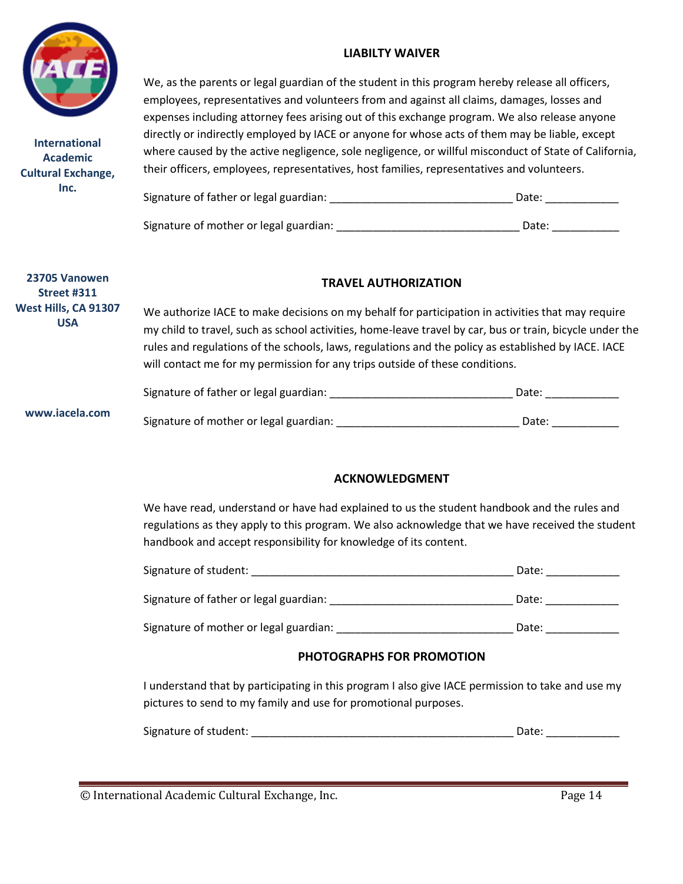International Academic Cultural Exchange, Inc.

23705 Vanowen Street #311
West Hills, CA 91307
USA

www.iacela.com

## LIABILTY WAIVER

We, as the parents or legal guardian of the student in this program hereby release all officers, employees, representatives and volunteers from and against all claims, damages, losses and expenses including attorney fees arising out of this exchange program. We also release anyone directly or indirectly employed by IACE or anyone for whose acts of them may be liable, except where caused by the active negligence, sole negligence, or willful misconduct of State of California, their officers, employees, representatives, host families, representatives and volunteers.

Signature of father or legal guardian: ______________________________ Date: ____________

Signature of mother or legal guardian: ______________________________ Date: ___________

## TRAVEL AUTHORIZATION

We authorize IACE to make decisions on my behalf for participation in activities that may require my child to travel, such as school activities, home-leave travel by car, bus or train, bicycle under the rules and regulations of the schools, laws, regulations and the policy as established by IACE. IACE will contact me for my permission for any trips outside of these conditions.

Signature of father or legal guardian: ______________________________ Date: ____________

Signature of mother or legal guardian: ______________________________ Date: ___________

## ACKNOWLEDGMENT

We have read, understand or have had explained to us the student handbook and the rules and regulations as they apply to this program. We also acknowledge that we have received the student handbook and accept responsibility for knowledge of its content.

Signature of student: ___________________________________________ Date: ____________

Signature of father or legal guardian: ______________________________ Date: ____________

Signature of mother or legal guardian: _____________________________ Date: ____________

## PHOTOGRAPHS FOR PROMOTION

I understand that by participating in this program I also give IACE permission to take and use my pictures to send to my family and use for promotional purposes.

Signature of student: ___________________________________________ Date: ____________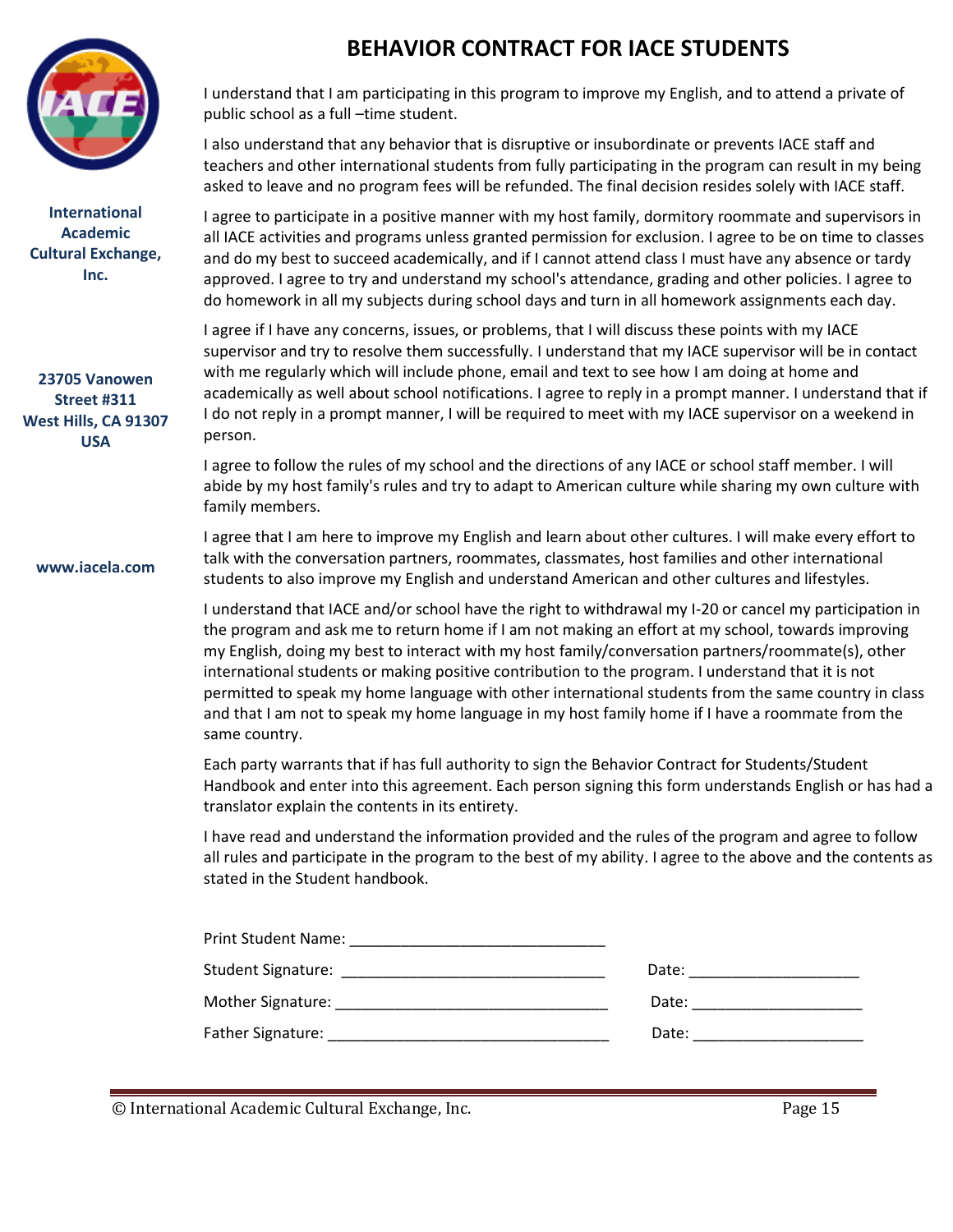International Academic Cultural Exchange, Inc.

23705 Vanowen Street #311
West Hills, CA 91307
USA

www.iacela.com

# BEHAVIOR CONTRACT FOR IACE STUDENTS

I understand that I am participating in this program to improve my English, and to attend a private of public school as a full –time student.

I also understand that any behavior that is disruptive or insubordinate or prevents IACE staff and teachers and other international students from fully participating in the program can result in my being asked to leave and no program fees will be refunded. The final decision resides solely with IACE staff.

I agree to participate in a positive manner with my host family, dormitory roommate and supervisors in all IACE activities and programs unless granted permission for exclusion. I agree to be on time to classes and do my best to succeed academically, and if I cannot attend class I must have any absence or tardy approved. I agree to try and understand my school's attendance, grading and other policies. I agree to do homework in all my subjects during school days and turn in all homework assignments each day.

I agree if I have any concerns, issues, or problems, that I will discuss these points with my IACE supervisor and try to resolve them successfully. I understand that my IACE supervisor will be in contact with me regularly which will include phone, email and text to see how I am doing at home and academically as well about school notifications. I agree to reply in a prompt manner. I understand that if I do not reply in a prompt manner, I will be required to meet with my IACE supervisor on a weekend in person.

I agree to follow the rules of my school and the directions of any IACE or school staff member. I will abide by my host family's rules and try to adapt to American culture while sharing my own culture with family members.

I agree that I am here to improve my English and learn about other cultures. I will make every effort to talk with the conversation partners, roommates, classmates, host families and other international students to also improve my English and understand American and other cultures and lifestyles.

I understand that IACE and/or school have the right to withdrawal my I-20 or cancel my participation in the program and ask me to return home if I am not making an effort at my school, towards improving my English, doing my best to interact with my host family/conversation partners/roommate(s), other international students or making positive contribution to the program. I understand that it is not permitted to speak my home language with other international students from the same country in class and that I am not to speak my home language in my host family home if I have a roommate from the same country.

Each party warrants that if has full authority to sign the Behavior Contract for Students/Student Handbook and enter into this agreement. Each person signing this form understands English or has had a translator explain the contents in its entirety.

I have read and understand the information provided and the rules of the program and agree to follow all rules and participate in the program to the best of my ability. I agree to the above and the contents as stated in the Student handbook.

Print Student Name: _______________________________

Student Signature: ________________________________ Date: ____________________

Mother Signature: _________________________________ Date: ____________________

Father Signature: __________________________________ Date: ____________________

© International Academic Cultural Exchange, Inc.